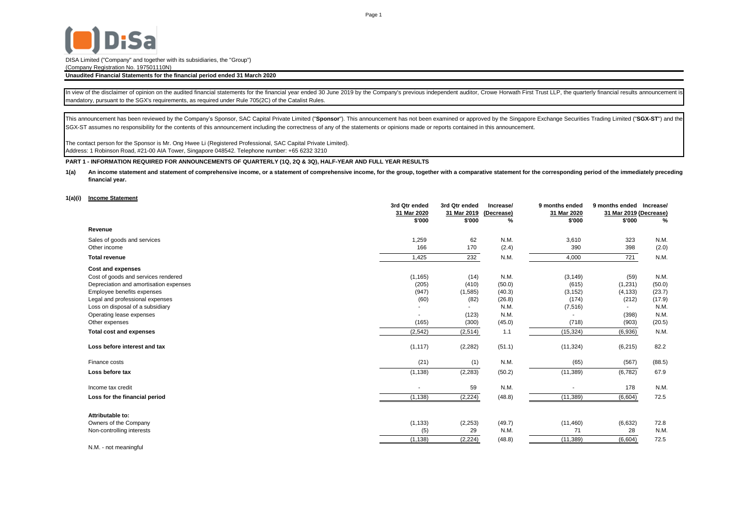DISA Limited ("Company" and together with its subsidiaries, the "Group")
(Company Registration No. 197501110N)

**Unaudited Financial Statements for the financial period ended 31 March 2020**

In view of the disclaimer of opinion on the audited financial statements for the financial year ended 30 June 2019 by the Company's previous independent auditor, Crowe Horwath First Trust LLP, the quarterly financial results announcement is mandatory, pursuant to the SGX's requirements, as required under Rule 705(2C) of the Catalist Rules.

This announcement has been reviewed by the Company's Sponsor, SAC Capital Private Limited ("**Sponsor**"). This announcement has not been examined or approved by the Singapore Exchange Securities Trading Limited ("**SGX-ST**") and the SGX-ST assumes no responsibility for the contents of this announcement including the correctness of any of the statements or opinions made or reports contained in this announcement.

The contact person for the Sponsor is Mr. Ong Hwee Li (Registered Professional, SAC Capital Private Limited).
Address: 1 Robinson Road, #21-00 AIA Tower, Singapore 048542. Telephone number: +65 6232 3210

**PART 1 - INFORMATION REQUIRED FOR ANNOUNCEMENTS OF QUARTERLY (1Q, 2Q & 3Q), HALF-YEAR AND FULL YEAR RESULTS**

**1(a) An income statement and statement of comprehensive income, or a statement of comprehensive income, for the group, together with a comparative statement for the corresponding period of the immediately preceding financial year.**

**1(a)(i) Income Statement**

| | 3rd Qtr ended 31 Mar 2020 | 3rd Qtr ended 31 Mar 2019 | Increase/ (Decrease) | 9 months ended 31 Mar 2020 | 9 months ended 31 Mar 2019 | Increase/ (Decrease) |
|---|---|---|---|---|---|---|
| | $'000 | $'000 | % | $'000 | $'000 | % |
| **Revenue** | | | | | | |
| Sales of goods and services | 1,259 | 62 | N.M. | 3,610 | 323 | N.M. |
| Other income | 166 | 170 | (2.4) | 390 | 398 | (2.0) |
| **Total revenue** | 1,425 | 232 | N.M. | 4,000 | 721 | N.M. |
| **Cost and expenses** | | | | | | |
| Cost of goods and services rendered | (1,165) | (14) | N.M. | (3,149) | (59) | N.M. |
| Depreciation and amortisation expenses | (205) | (410) | (50.0) | (615) | (1,231) | (50.0) |
| Employee benefits expenses | (947) | (1,585) | (40.3) | (3,152) | (4,133) | (23.7) |
| Legal and professional expenses | (60) | (82) | (26.8) | (174) | (212) | (17.9) |
| Loss on disposal of a subsidiary | - | - | N.M. | (7,516) | - | N.M. |
| Operating lease expenses | - | (123) | N.M. | - | (398) | N.M. |
| Other expenses | (165) | (300) | (45.0) | (718) | (903) | (20.5) |
| **Total cost and expenses** | (2,542) | (2,514) | 1.1 | (15,324) | (6,936) | N.M. |
| **Loss before interest and tax** | (1,117) | (2,282) | (51.1) | (11,324) | (6,215) | 82.2 |
| Finance costs | (21) | (1) | N.M. | (65) | (567) | (88.5) |
| **Loss before tax** | (1,138) | (2,283) | (50.2) | (11,389) | (6,782) | 67.9 |
| Income tax credit | - | 59 | N.M. | - | 178 | N.M. |
| **Loss for the financial period** | (1,138) | (2,224) | (48.8) | (11,389) | (6,604) | 72.5 |
| **Attributable to:** | | | | | | |
| Owners of the Company | (1,133) | (2,253) | (49.7) | (11,460) | (6,632) | 72.8 |
| Non-controlling interests | (5) | 29 | N.M. | 71 | 28 | N.M. |
| | (1,138) | (2,224) | (48.8) | (11,389) | (6,604) | 72.5 |

N.M. - not meaningful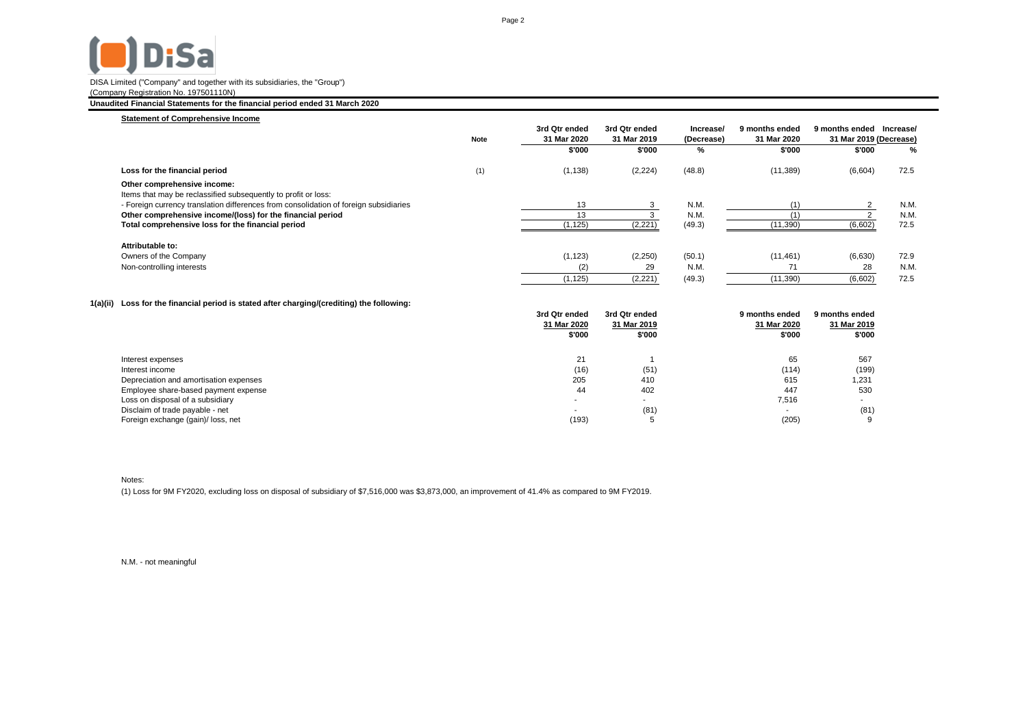DISA Limited ("Company" and together with its subsidiaries, the "Group")
(Company Registration No. 197501110N)

**Unaudited Financial Statements for the financial period ended 31 March 2020**

**Statement of Comprehensive Income**

| | Note | 3rd Qtr ended 31 Mar 2020 $'000 | 3rd Qtr ended 31 Mar 2019 $'000 | Increase/ (Decrease) % | 9 months ended 31 Mar 2020 $'000 | 9 months ended 31 Mar 2019 $'000 | Increase/ (Decrease) % |
|---|---|---|---|---|---|---|---|
| **Loss for the financial period** | (1) | (1,138) | (2,224) | (48.8) | (11,389) | (6,604) | 72.5 |
| **Other comprehensive income:** | | | | | | | |
| Items that may be reclassified subsequently to profit or loss: | | | | | | | |
| - Foreign currency translation differences from consolidation of foreign subsidiaries | | 13 | 3 | N.M. | (1) | 2 | N.M. |
| **Other comprehensive income/(loss) for the financial period** | | 13 | 3 | N.M. | (1) | 2 | N.M. |
| **Total comprehensive loss for the financial period** | | (1,125) | (2,221) | (49.3) | (11,390) | (6,602) | 72.5 |
| **Attributable to:** | | | | | | | |
| Owners of the Company | | (1,123) | (2,250) | (50.1) | (11,461) | (6,630) | 72.9 |
| Non-controlling interests | | (2) | 29 | N.M. | 71 | 28 | N.M. |
| | | (1,125) | (2,221) | (49.3) | (11,390) | (6,602) | 72.5 |

**1(a)(ii) Loss for the financial period is stated after charging/(crediting) the following:**

| | 3rd Qtr ended 31 Mar 2020 $'000 | 3rd Qtr ended 31 Mar 2019 $'000 | 9 months ended 31 Mar 2020 $'000 | 9 months ended 31 Mar 2019 $'000 |
|---|---|---|---|---|
| Interest expenses | 21 | 1 | 65 | 567 |
| Interest income | (16) | (51) | (114) | (199) |
| Depreciation and amortisation expenses | 205 | 410 | 615 | 1,231 |
| Employee share-based payment expense | 44 | 402 | 447 | 530 |
| Loss on disposal of a subsidiary | - | - | 7,516 | - |
| Disclaim of trade payable - net | - | (81) | - | (81) |
| Foreign exchange (gain)/ loss, net | (193) | 5 | (205) | 9 |

Notes:

(1) Loss for 9M FY2020, excluding loss on disposal of subsidiary of $7,516,000 was $3,873,000, an improvement of 41.4% as compared to 9M FY2019.

N.M. - not meaningful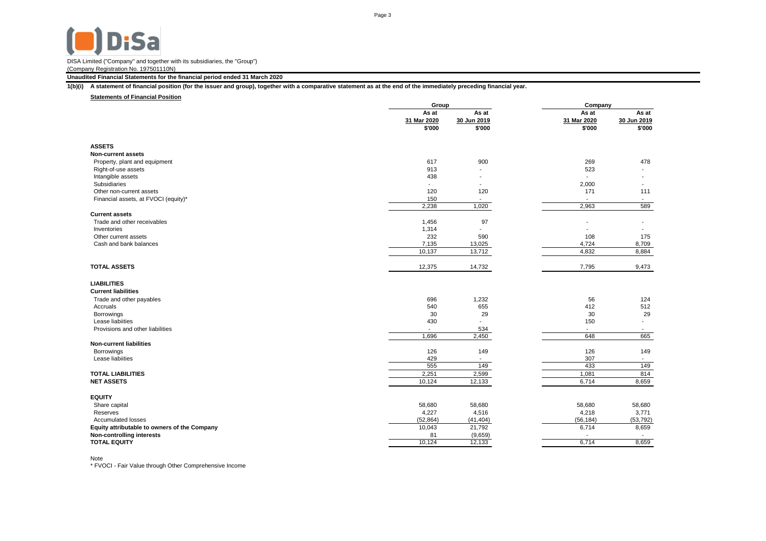DISA Limited ("Company" and together with its subsidiaries, the "Group")
(Company Registration No. 197501110N)

**Unaudited Financial Statements for the financial period ended 31 March 2020**

**1(b)(i) A statement of financial position (for the issuer and group), together with a comparative statement as at the end of the immediately preceding financial year.**

**Statements of Financial Position**

| | Group | | Company | |
|---|---|---|---|---|
| | As at 31 Mar 2020 | As at 30 Jun 2019 | As at 31 Mar 2020 | As at 30 Jun 2019 |
| | $'000 | $'000 | $'000 | $'000 |
| **ASSETS** | | | | |
| **Non-current assets** | | | | |
| Property, plant and equipment | 617 | 900 | 269 | 478 |
| Right-of-use assets | 913 | - | 523 | - |
| Intangible assets | 438 | - | - | - |
| Subsidiaries | - | - | 2,000 | - |
| Other non-current assets | 120 | 120 | 171 | 111 |
| Financial assets, at FVOCI (equity)* | 150 | - | - | - |
| | 2,238 | 1,020 | 2,963 | 589 |
| **Current assets** | | | | |
| Trade and other receivables | 1,456 | 97 | - | - |
| Inventories | 1,314 | - | - | - |
| Other current assets | 232 | 590 | 108 | 175 |
| Cash and bank balances | 7,135 | 13,025 | 4,724 | 8,709 |
| | 10,137 | 13,712 | 4,832 | 8,884 |
| **TOTAL ASSETS** | 12,375 | 14,732 | 7,795 | 9,473 |
| **LIABILITIES** | | | | |
| **Current liabilities** | | | | |
| Trade and other payables | 696 | 1,232 | 56 | 124 |
| Accruals | 540 | 655 | 412 | 512 |
| Borrowings | 30 | 29 | 30 | 29 |
| Lease liabiities | 430 | - | 150 | - |
| Provisions and other liabilities | - | 534 | - | - |
| | 1,696 | 2,450 | 648 | 665 |
| **Non-current liabilities** | | | | |
| Borrowings | 126 | 149 | 126 | 149 |
| Lease liabiities | 429 | - | 307 | - |
| | 555 | 149 | 433 | 149 |
| **TOTAL LIABILITIES** | 2,251 | 2,599 | 1,081 | 814 |
| **NET ASSETS** | 10,124 | 12,133 | 6,714 | 8,659 |
| **EQUITY** | | | | |
| Share capital | 58,680 | 58,680 | 58,680 | 58,680 |
| Reserves | 4,227 | 4,516 | 4,218 | 3,771 |
| Accumulated losses | (52,864) | (41,404) | (56,184) | (53,792) |
| **Equity attributable to owners of the Company** | 10,043 | 21,792 | 6,714 | 8,659 |
| **Non-controlling interests** | 81 | (9,659) | - | - |
| **TOTAL EQUITY** | 10,124 | 12,133 | 6,714 | 8,659 |

Note
* FVOCI - Fair Value through Other Comprehensive Income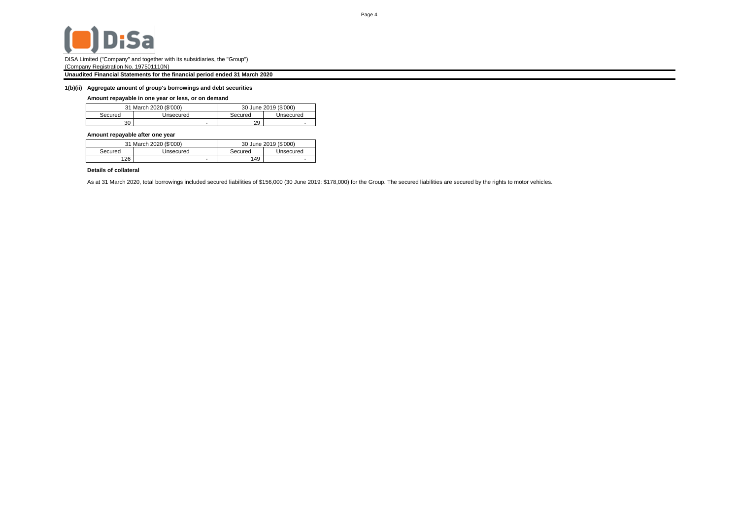DISA Limited ("Company" and together with its subsidiaries, the "Group")
(Company Registration No. 197501110N)

**Unaudited Financial Statements for the financial period ended 31 March 2020**

### 1(b)(ii) Aggregate amount of group's borrowings and debt securities

**Amount repayable in one year or less, or on demand**

| 31 March 2020 ($'000) | | 30 June 2019 ($'000) | |
|---|---|---|---|
| Secured | Unsecured | Secured | Unsecured |
| 30 | - | 29 | - |

**Amount repayable after one year**

| 31 March 2020 ($'000) | | 30 June 2019 ($'000) | |
|---|---|---|---|
| Secured | Unsecured | Secured | Unsecured |
| 126 | - | 149 | - |

**Details of collateral**

As at 31 March 2020, total borrowings included secured liabilities of $156,000 (30 June 2019: $178,000) for the Group. The secured liabilities are secured by the rights to motor vehicles.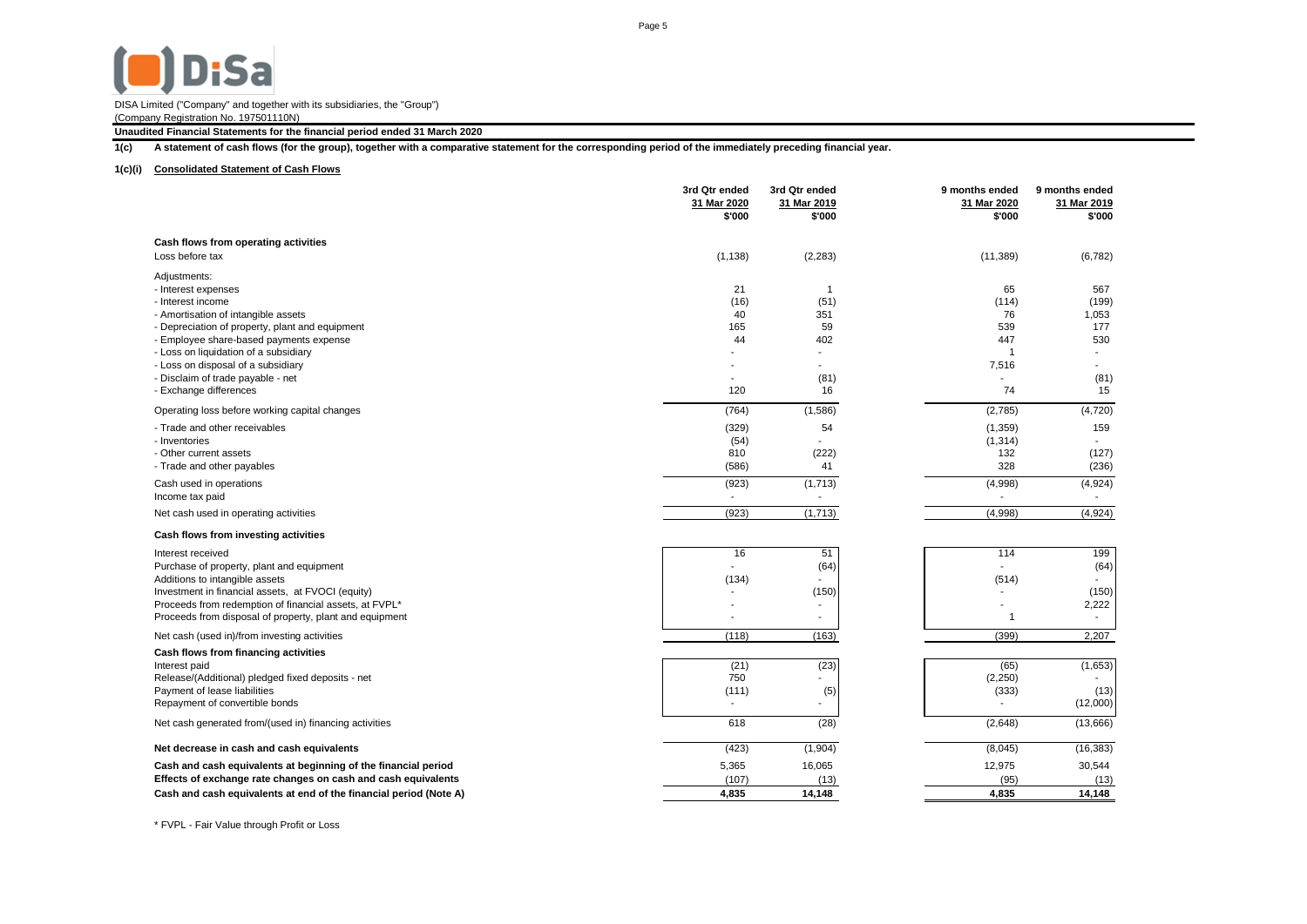DISA Limited ("Company" and together with its subsidiaries, the "Group")
(Company Registration No. 197501110N)

**Unaudited Financial Statements for the financial period ended 31 March 2020**

**1(c) A statement of cash flows (for the group), together with a comparative statement for the corresponding period of the immediately preceding financial year.**

**1(c)(i) Consolidated Statement of Cash Flows**

| | 3rd Qtr ended 31 Mar 2020 $'000 | 3rd Qtr ended 31 Mar 2019 $'000 | 9 months ended 31 Mar 2020 $'000 | 9 months ended 31 Mar 2019 $'000 |
|---|---|---|---|---|
| **Cash flows from operating activities** | | | | |
| Loss before tax | (1,138) | (2,283) | (11,389) | (6,782) |
| Adjustments: | | | | |
| - Interest expenses | 21 | 1 | 65 | 567 |
| - Interest income | (16) | (51) | (114) | (199) |
| - Amortisation of intangible assets | 40 | 351 | 76 | 1,053 |
| - Depreciation of property, plant and equipment | 165 | 59 | 539 | 177 |
| - Employee share-based payments expense | 44 | 402 | 447 | 530 |
| - Loss on liquidation of a subsidiary | - | - | 1 | - |
| - Loss on disposal of a subsidiary | - | - | 7,516 | - |
| - Disclaim of trade payable - net | - | (81) | - | (81) |
| - Exchange differences | 120 | 16 | 74 | 15 |
| Operating loss before working capital changes | (764) | (1,586) | (2,785) | (4,720) |
| - Trade and other receivables | (329) | 54 | (1,359) | 159 |
| - Inventories | (54) | - | (1,314) | - |
| - Other current assets | 810 | (222) | 132 | (127) |
| - Trade and other payables | (586) | 41 | 328 | (236) |
| Cash used in operations | (923) | (1,713) | (4,998) | (4,924) |
| Income tax paid | - | - | - | - |
| Net cash used in operating activities | (923) | (1,713) | (4,998) | (4,924) |
| **Cash flows from investing activities** | | | | |
| Interest received | 16 | 51 | 114 | 199 |
| Purchase of property, plant and equipment | - | (64) | - | (64) |
| Additions to intangible assets | (134) | - | (514) | - |
| Investment in financial assets, at FVOCI (equity) | - | (150) | - | (150) |
| Proceeds from redemption of financial assets, at FVPL* | - | - | - | 2,222 |
| Proceeds from disposal of property, plant and equipment | - | - | 1 | - |
| Net cash (used in)/from investing activities | (118) | (163) | (399) | 2,207 |
| **Cash flows from financing activities** | | | | |
| Interest paid | (21) | (23) | (65) | (1,653) |
| Release/(Additional) pledged fixed deposits - net | 750 | - | (2,250) | - |
| Payment of lease liabilities | (111) | (5) | (333) | (13) |
| Repayment of convertible bonds | - | - | - | (12,000) |
| Net cash generated from/(used in) financing activities | 618 | (28) | (2,648) | (13,666) |
| **Net decrease in cash and cash equivalents** | (423) | (1,904) | (8,045) | (16,383) |
| **Cash and cash equivalents at beginning of the financial period** | 5,365 | 16,065 | 12,975 | 30,544 |
| **Effects of exchange rate changes on cash and cash equivalents** | (107) | (13) | (95) | (13) |
| **Cash and cash equivalents at end of the financial period (Note A)** | **4,835** | **14,148** | **4,835** | **14,148** |

\* FVPL - Fair Value through Profit or Loss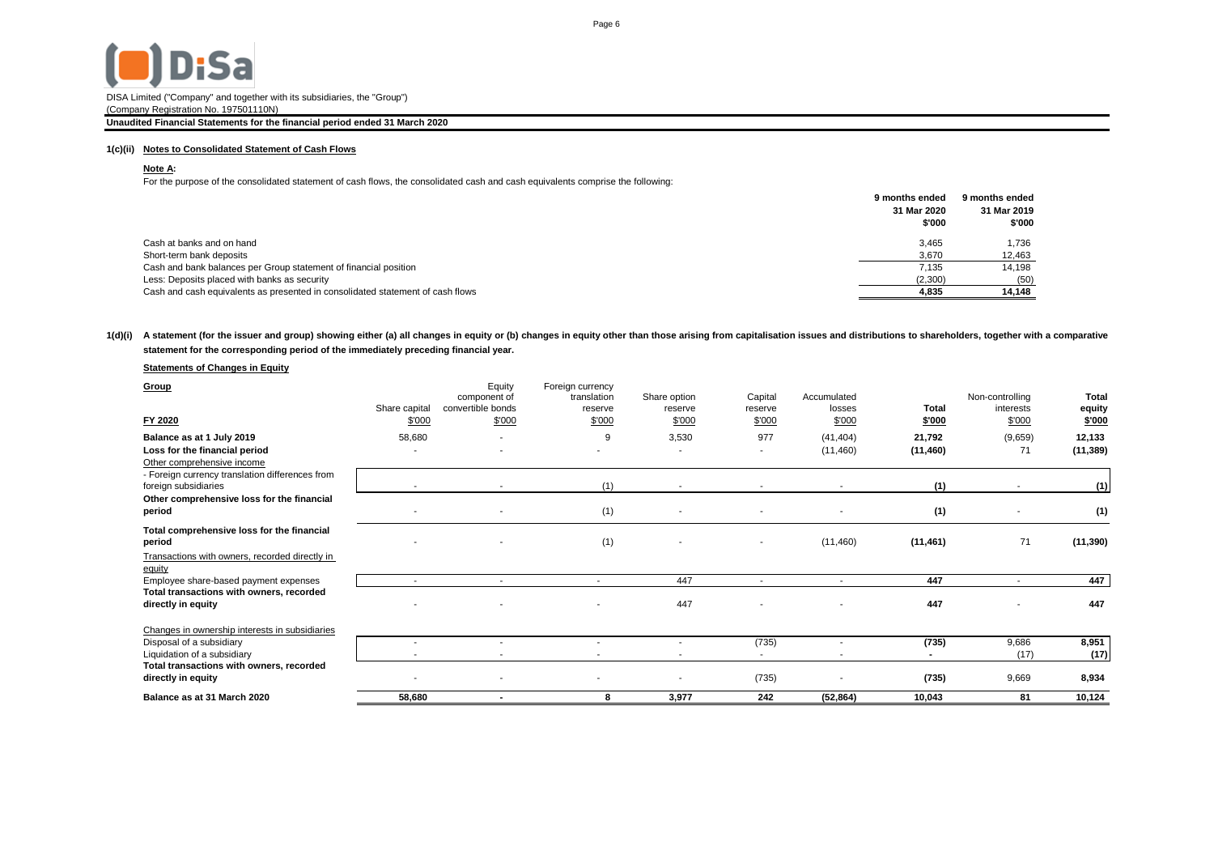DISA Limited ("Company" and together with its subsidiaries, the "Group")
(Company Registration No. 197501110N)

**Unaudited Financial Statements for the financial period ended 31 March 2020**

**1(c)(ii) Notes to Consolidated Statement of Cash Flows**

**Note A:**

For the purpose of the consolidated statement of cash flows, the consolidated cash and cash equivalents comprise the following:

| | 9 months ended 31 Mar 2020 $'000 | 9 months ended 31 Mar 2019 $'000 |
|---|---|---|
| Cash at banks and on hand | 3,465 | 1,736 |
| Short-term bank deposits | 3,670 | 12,463 |
| Cash and bank balances per Group statement of financial position | 7,135 | 14,198 |
| Less: Deposits placed with banks as security | (2,300) | (50) |
| Cash and cash equivalents as presented in consolidated statement of cash flows | **4,835** | **14,148** |

**1(d)(i) A statement (for the issuer and group) showing either (a) all changes in equity or (b) changes in equity other than those arising from capitalisation issues and distributions to shareholders, together with a comparative statement for the corresponding period of the immediately preceding financial year.**

**Statements of Changes in Equity**

| **Group** **FY 2020** | Share capital $'000 | Equity component of convertible bonds $'000 | Foreign currency translation reserve $'000 | Share option reserve $'000 | Capital reserve $'000 | Accumulated losses $'000 | **Total $'000** | Non-controlling interests $'000 | **Total equity $'000** |
|---|---|---|---|---|---|---|---|---|---|
| **Balance as at 1 July 2019** | 58,680 | - | 9 | 3,530 | 977 | (41,404) | **21,792** | (9,659) | **12,133** |
| **Loss for the financial period** | - | - | - | - | - | (11,460) | **(11,460)** | 71 | **(11,389)** |
| Other comprehensive income | | | | | | | | | |
| - Foreign currency translation differences from foreign subsidiaries | - | - | (1) | - | - | - | **(1)** | - | **(1)** |
| **Other comprehensive loss for the financial period** | - | - | (1) | - | - | - | **(1)** | - | **(1)** |
| **Total comprehensive loss for the financial period** | - | - | (1) | - | - | (11,460) | **(11,461)** | 71 | **(11,390)** |
| Transactions with owners, recorded directly in equity | | | | | | | | | |
| Employee share-based payment expenses | - | - | - | 447 | - | - | **447** | - | **447** |
| **Total transactions with owners, recorded directly in equity** | - | - | - | 447 | - | - | **447** | - | **447** |
| Changes in ownership interests in subsidiaries | | | | | | | | | |
| Disposal of a subsidiary | - | - | - | - | (735) | - | **(735)** | 9,686 | **8,951** |
| Liquidation of a subsidiary | - | - | - | - | - | - | **-** | (17) | **(17)** |
| **Total transactions with owners, recorded directly in equity** | - | - | - | - | (735) | - | **(735)** | 9,669 | **8,934** |
| **Balance as at 31 March 2020** | **58,680** | **-** | **8** | **3,977** | **242** | **(52,864)** | **10,043** | **81** | **10,124** |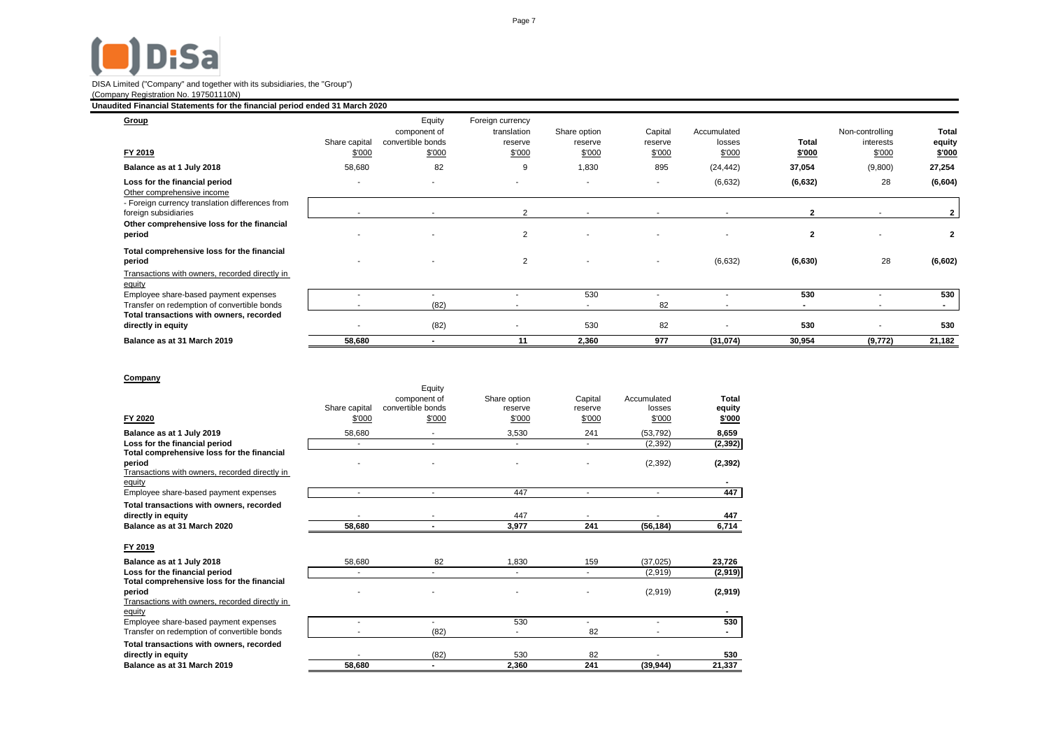DiSa

DISA Limited ("Company" and together with its subsidiaries, the "Group")
(Company Registration No. 197501110N)

**Unaudited Financial Statements for the financial period ended 31 March 2020**

**Group**

| FY 2019 | Share capital $'000 | Equity component of convertible bonds $'000 | Foreign currency translation reserve $'000 | Share option reserve $'000 | Capital reserve $'000 | Accumulated losses $'000 | **Total $'000** | Non-controlling interests $'000 | **Total equity $'000** |
|---|---|---|---|---|---|---|---|---|---|
| **Balance as at 1 July 2018** | 58,680 | 82 | 9 | 1,830 | 895 | (24,442) | **37,054** | (9,800) | **27,254** |
| **Loss for the financial period** | - | - | - | - | - | (6,632) | **(6,632)** | 28 | **(6,604)** |
| Other comprehensive income | | | | | | | | | |
| - Foreign currency translation differences from foreign subsidiaries | - | - | 2 | - | - | - | **2** | - | **2** |
| **Other comprehensive loss for the financial period** | - | - | 2 | - | - | - | **2** | - | **2** |
| **Total comprehensive loss for the financial period** | - | - | 2 | - | - | (6,632) | **(6,630)** | 28 | **(6,602)** |
| Transactions with owners, recorded directly in equity | | | | | | | | | |
| Employee share-based payment expenses | - | - | - | 530 | - | - | **530** | - | **530** |
| Transfer on redemption of convertible bonds | - | (82) | - | - | 82 | - | **-** | - | **-** |
| **Total transactions with owners, recorded directly in equity** | - | (82) | - | 530 | 82 | - | **530** | - | **530** |
| **Balance as at 31 March 2019** | **58,680** | **-** | **11** | **2,360** | **977** | **(31,074)** | **30,954** | **(9,772)** | **21,182** |

**Company**

| FY 2020 | Share capital $'000 | Equity component of convertible bonds $'000 | Share option reserve $'000 | Capital reserve $'000 | Accumulated losses $'000 | **Total equity $'000** |
|---|---|---|---|---|---|---|
| **Balance as at 1 July 2019** | 58,680 | - | 3,530 | 241 | (53,792) | **8,659** |
| **Loss for the financial period** | - | - | - | - | (2,392) | **(2,392)** |
| **Total comprehensive loss for the financial period** | - | - | - | - | (2,392) | **(2,392)** |
| Transactions with owners, recorded directly in equity | | | | | | **-** |
| Employee share-based payment expenses | - | - | 447 | - | - | **447** |
| **Total transactions with owners, recorded directly in equity** | - | - | 447 | - | - | **447** |
| **Balance as at 31 March 2020** | **58,680** | **-** | **3,977** | **241** | **(56,184)** | **6,714** |

| FY 2019 | Share capital $'000 | Equity component of convertible bonds $'000 | Share option reserve $'000 | Capital reserve $'000 | Accumulated losses $'000 | **Total equity $'000** |
|---|---|---|---|---|---|---|
| **Balance as at 1 July 2018** | 58,680 | 82 | 1,830 | 159 | (37,025) | **23,726** |
| **Loss for the financial period** | - | - | - | - | (2,919) | **(2,919)** |
| **Total comprehensive loss for the financial period** | - | - | - | - | (2,919) | **(2,919)** |
| Transactions with owners, recorded directly in equity | | | | | | **-** |
| Employee share-based payment expenses | - | - | 530 | - | - | **530** |
| Transfer on redemption of convertible bonds | - | (82) | - | 82 | - | **-** |
| **Total transactions with owners, recorded directly in equity** | - | (82) | 530 | 82 | - | **530** |
| **Balance as at 31 March 2019** | **58,680** | **-** | **2,360** | **241** | **(39,944)** | **21,337** |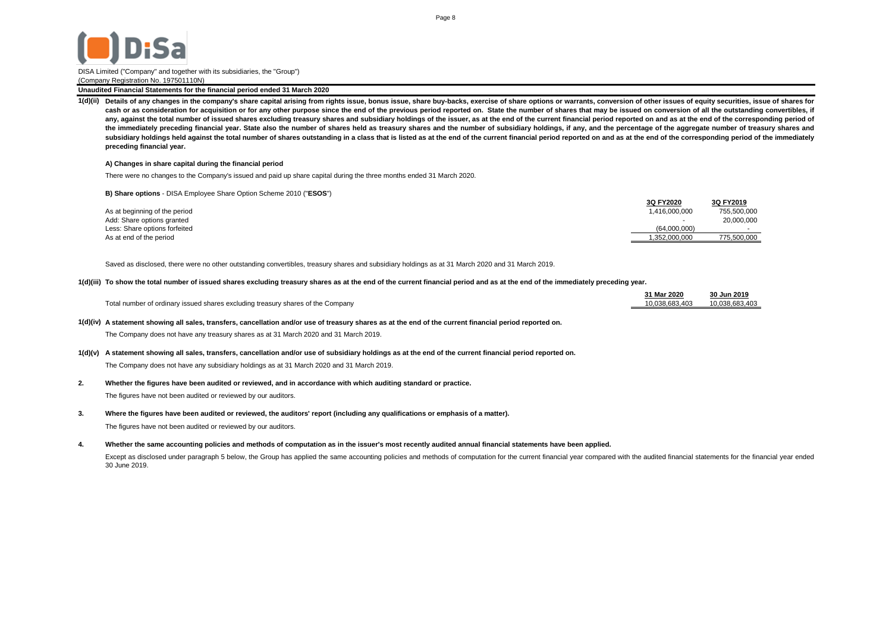DISA Limited ("Company" and together with its subsidiaries, the "Group")
(Company Registration No. 197501110N)

**Unaudited Financial Statements for the financial period ended 31 March 2020**

**1(d)(ii) Details of any changes in the company's share capital arising from rights issue, bonus issue, share buy-backs, exercise of share options or warrants, conversion of other issues of equity securities, issue of shares for cash or as consideration for acquisition or for any other purpose since the end of the previous period reported on. State the number of shares that may be issued on conversion of all the outstanding convertibles, if any, against the total number of issued shares excluding treasury shares and subsidiary holdings of the issuer, as at the end of the current financial period reported on and as at the end of the corresponding period of the immediately preceding financial year. State also the number of shares held as treasury shares and the number of subsidiary holdings, if any, and the percentage of the aggregate number of treasury shares and subsidiary holdings held against the total number of shares outstanding in a class that is listed as at the end of the current financial period reported on and as at the end of the corresponding period of the immediately preceding financial year.**

**A) Changes in share capital during the financial period**

There were no changes to the Company's issued and paid up share capital during the three months ended 31 March 2020.

**B) Share options** - DISA Employee Share Option Scheme 2010 ("**ESOS**")

| | 3Q FY2020 | 3Q FY2019 |
|---|---|---|
| As at beginning of the period | 1,416,000,000 | 755,500,000 |
| Add: Share options granted | - | 20,000,000 |
| Less: Share options forfeited | (64,000,000) | - |
| As at end of the period | 1,352,000,000 | 775,500,000 |

Saved as disclosed, there were no other outstanding convertibles, treasury shares and subsidiary holdings as at 31 March 2020 and 31 March 2019.

**1(d)(iii) To show the total number of issued shares excluding treasury shares as at the end of the current financial period and as at the end of the immediately preceding year.**

| | 31 Mar 2020 | 30 Jun 2019 |
|---|---|---|
| Total number of ordinary issued shares excluding treasury shares of the Company | 10,038,683,403 | 10,038,683,403 |

**1(d)(iv) A statement showing all sales, transfers, cancellation and/or use of treasury shares as at the end of the current financial period reported on.**

The Company does not have any treasury shares as at 31 March 2020 and 31 March 2019.

**1(d)(v) A statement showing all sales, transfers, cancellation and/or use of subsidiary holdings as at the end of the current financial period reported on.**

The Company does not have any subsidiary holdings as at 31 March 2020 and 31 March 2019.

**2. Whether the figures have been audited or reviewed, and in accordance with which auditing standard or practice.**

The figures have not been audited or reviewed by our auditors.

**3. Where the figures have been audited or reviewed, the auditors' report (including any qualifications or emphasis of a matter).**

The figures have not been audited or reviewed by our auditors.

**4. Whether the same accounting policies and methods of computation as in the issuer's most recently audited annual financial statements have been applied.**

Except as disclosed under paragraph 5 below, the Group has applied the same accounting policies and methods of computation for the current financial year compared with the audited financial statements for the financial year ended 30 June 2019.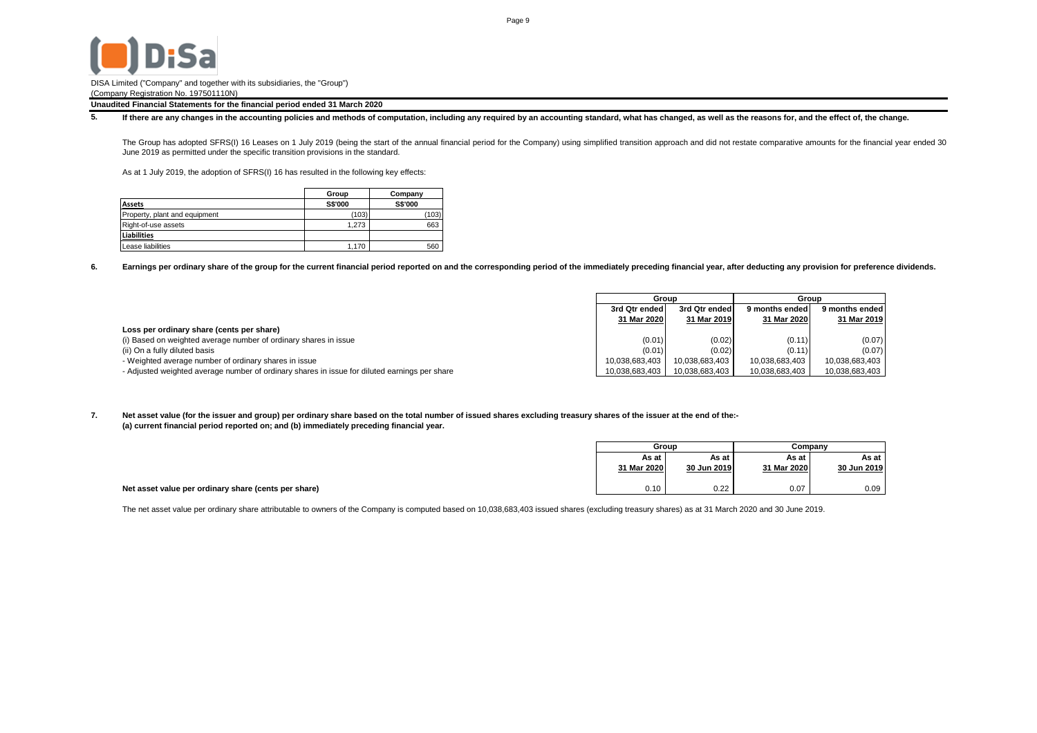DISA Limited ("Company" and together with its subsidiaries, the "Group")
(Company Registration No. 197501110N)

**Unaudited Financial Statements for the financial period ended 31 March 2020**

**5. If there are any changes in the accounting policies and methods of computation, including any required by an accounting standard, what has changed, as well as the reasons for, and the effect of, the change.**

The Group has adopted SFRS(I) 16 Leases on 1 July 2019 (being the start of the annual financial period for the Company) using simplified transition approach and did not restate comparative amounts for the financial year ended 30 June 2019 as permitted under the specific transition provisions in the standard.

As at 1 July 2019, the adoption of SFRS(I) 16 has resulted in the following key effects:

| | Group | Company |
|---|---|---|
| **Assets** | **S$'000** | **S$'000** |
| Property, plant and equipment | (103) | (103) |
| Right-of-use assets | 1,273 | 663 |
| **Liabilities** | | |
| Lease liabilities | 1,170 | 560 |

**6. Earnings per ordinary share of the group for the current financial period reported on and the corresponding period of the immediately preceding financial year, after deducting any provision for preference dividends.**

| | Group | | Group | |
|---|---|---|---|---|
| | 3rd Qtr ended 31 Mar 2020 | 3rd Qtr ended 31 Mar 2019 | 9 months ended 31 Mar 2020 | 9 months ended 31 Mar 2019 |
| **Loss per ordinary share (cents per share)** | | | | |
| (i) Based on weighted average number of ordinary shares in issue | (0.01) | (0.02) | (0.11) | (0.07) |
| (ii) On a fully diluted basis | (0.01) | (0.02) | (0.11) | (0.07) |
| - Weighted average number of ordinary shares in issue | 10,038,683,403 | 10,038,683,403 | 10,038,683,403 | 10,038,683,403 |
| - Adjusted weighted average number of ordinary shares in issue for diluted earnings per share | 10,038,683,403 | 10,038,683,403 | 10,038,683,403 | 10,038,683,403 |

**7. Net asset value (for the issuer and group) per ordinary share based on the total number of issued shares excluding treasury shares of the issuer at the end of the:-
(a) current financial period reported on; and (b) immediately preceding financial year.**

| | Group | | Company | |
|---|---|---|---|---|
| | As at 31 Mar 2020 | As at 30 Jun 2019 | As at 31 Mar 2020 | As at 30 Jun 2019 |
| **Net asset value per ordinary share (cents per share)** | 0.10 | 0.22 | 0.07 | 0.09 |

The net asset value per ordinary share attributable to owners of the Company is computed based on 10,038,683,403 issued shares (excluding treasury shares) as at 31 March 2020 and 30 June 2019.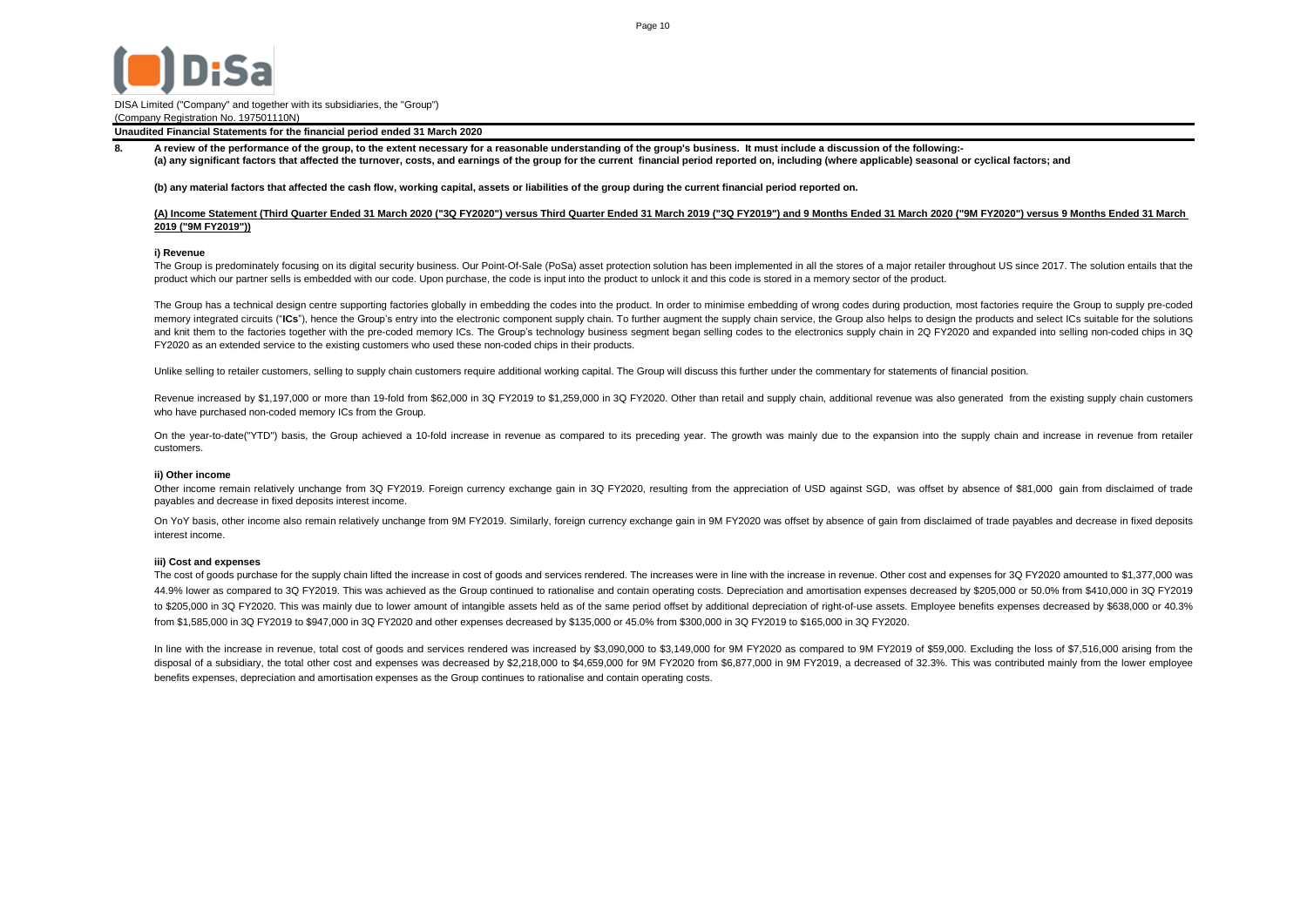DISA Limited ("Company" and together with its subsidiaries, the "Group")
(Company Registration No. 197501110N)

**Unaudited Financial Statements for the financial period ended 31 March 2020**

**8. A review of the performance of the group, to the extent necessary for a reasonable understanding of the group's business. It must include a discussion of the following:-**
**(a) any significant factors that affected the turnover, costs, and earnings of the group for the current financial period reported on, including (where applicable) seasonal or cyclical factors; and**

**(b) any material factors that affected the cash flow, working capital, assets or liabilities of the group during the current financial period reported on.**

**(A) Income Statement (Third Quarter Ended 31 March 2020 ("3Q FY2020") versus Third Quarter Ended 31 March 2019 ("3Q FY2019") and 9 Months Ended 31 March 2020 ("9M FY2020") versus 9 Months Ended 31 March 2019 ("9M FY2019"))**

**i) Revenue**

The Group is predominately focusing on its digital security business. Our Point-Of-Sale (PoSa) asset protection solution has been implemented in all the stores of a major retailer throughout US since 2017. The solution entails that the product which our partner sells is embedded with our code. Upon purchase, the code is input into the product to unlock it and this code is stored in a memory sector of the product.

The Group has a technical design centre supporting factories globally in embedding the codes into the product. In order to minimise embedding of wrong codes during production, most factories require the Group to supply pre-coded memory integrated circuits ("**ICs**"), hence the Group's entry into the electronic component supply chain. To further augment the supply chain service, the Group also helps to design the products and select ICs suitable for the solutions and knit them to the factories together with the pre-coded memory ICs. The Group's technology business segment began selling codes to the electronics supply chain in 2Q FY2020 and expanded into selling non-coded chips in 3Q FY2020 as an extended service to the existing customers who used these non-coded chips in their products.

Unlike selling to retailer customers, selling to supply chain customers require additional working capital. The Group will discuss this further under the commentary for statements of financial position.

Revenue increased by $1,197,000 or more than 19-fold from $62,000 in 3Q FY2019 to $1,259,000 in 3Q FY2020. Other than retail and supply chain, additional revenue was also generated from the existing supply chain customers who have purchased non-coded memory ICs from the Group.

On the year-to-date("YTD") basis, the Group achieved a 10-fold increase in revenue as compared to its preceding year. The growth was mainly due to the expansion into the supply chain and increase in revenue from retailer customers.

**ii) Other income**

Other income remain relatively unchange from 3Q FY2019. Foreign currency exchange gain in 3Q FY2020, resulting from the appreciation of USD against SGD, was offset by absence of $81,000 gain from disclaimed of trade payables and decrease in fixed deposits interest income.

On YoY basis, other income also remain relatively unchange from 9M FY2019. Similarly, foreign currency exchange gain in 9M FY2020 was offset by absence of gain from disclaimed of trade payables and decrease in fixed deposits interest income.

**iii) Cost and expenses**

The cost of goods purchase for the supply chain lifted the increase in cost of goods and services rendered. The increases were in line with the increase in revenue. Other cost and expenses for 3Q FY2020 amounted to $1,377,000 was 44.9% lower as compared to 3Q FY2019. This was achieved as the Group continued to rationalise and contain operating costs. Depreciation and amortisation expenses decreased by $205,000 or 50.0% from $410,000 in 3Q FY2019 to $205,000 in 3Q FY2020. This was mainly due to lower amount of intangible assets held as of the same period offset by additional depreciation of right-of-use assets. Employee benefits expenses decreased by $638,000 or 40.3% from $1,585,000 in 3Q FY2019 to $947,000 in 3Q FY2020 and other expenses decreased by $135,000 or 45.0% from $300,000 in 3Q FY2019 to $165,000 in 3Q FY2020.

In line with the increase in revenue, total cost of goods and services rendered was increased by $3,090,000 to $3,149,000 for 9M FY2020 as compared to 9M FY2019 of $59,000. Excluding the loss of $7,516,000 arising from the disposal of a subsidiary, the total other cost and expenses was decreased by $2,218,000 to $4,659,000 for 9M FY2020 from $6,877,000 in 9M FY2019, a decreased of 32.3%. This was contributed mainly from the lower employee benefits expenses, depreciation and amortisation expenses as the Group continues to rationalise and contain operating costs.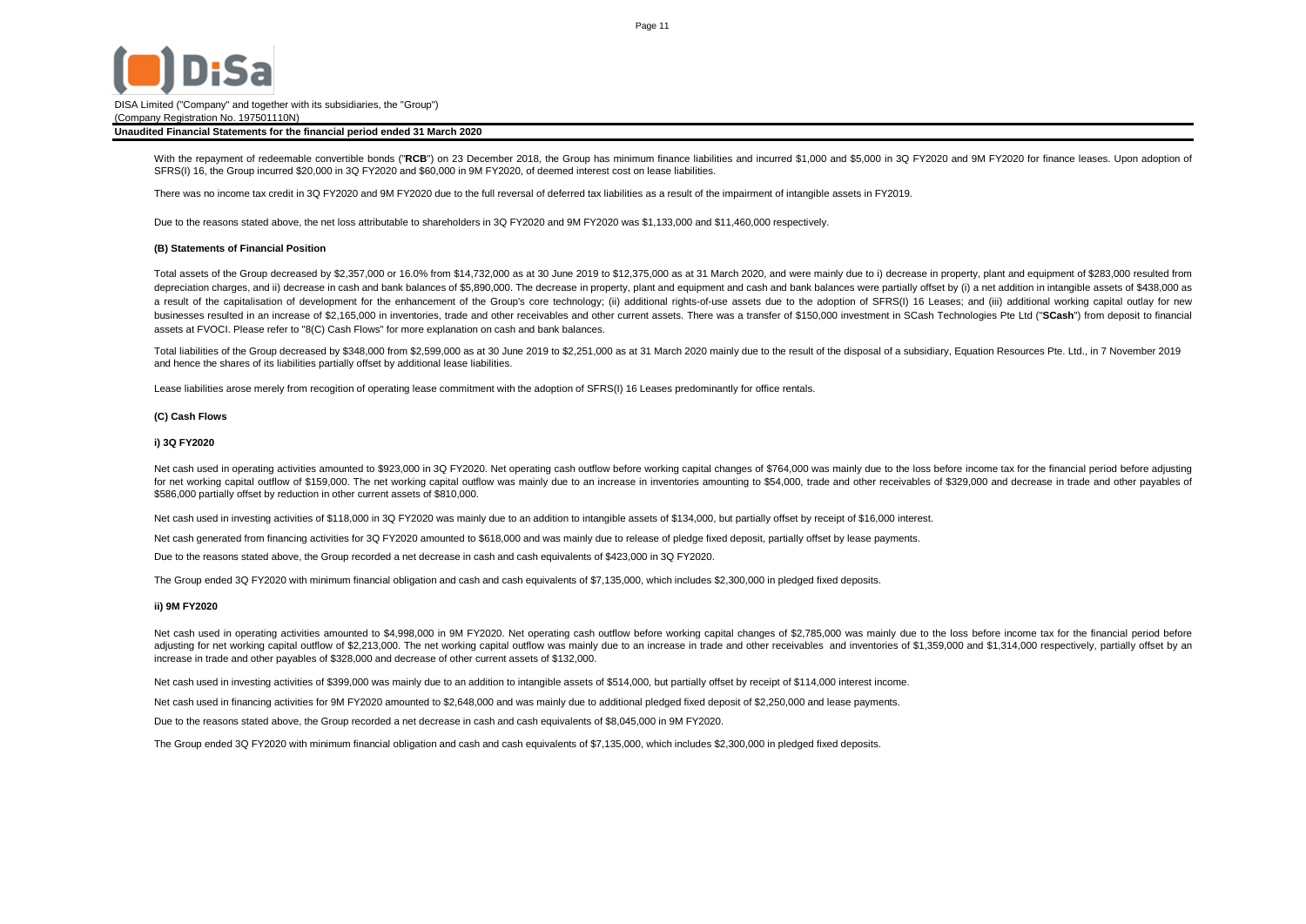DISA Limited ("Company" and together with its subsidiaries, the "Group")
(Company Registration No. 197501110N)

**Unaudited Financial Statements for the financial period ended 31 March 2020**

With the repayment of redeemable convertible bonds ("**RCB**") on 23 December 2018, the Group has minimum finance liabilities and incurred $1,000 and $5,000 in 3Q FY2020 and 9M FY2020 for finance leases. Upon adoption of SFRS(I) 16, the Group incurred $20,000 in 3Q FY2020 and $60,000 in 9M FY2020, of deemed interest cost on lease liabilities.

There was no income tax credit in 3Q FY2020 and 9M FY2020 due to the full reversal of deferred tax liabilities as a result of the impairment of intangible assets in FY2019.

Due to the reasons stated above, the net loss attributable to shareholders in 3Q FY2020 and 9M FY2020 was $1,133,000 and $11,460,000 respectively.

**(B) Statements of Financial Position**

Total assets of the Group decreased by $2,357,000 or 16.0% from $14,732,000 as at 30 June 2019 to $12,375,000 as at 31 March 2020, and were mainly due to i) decrease in property, plant and equipment of $283,000 resulted from depreciation charges, and ii) decrease in cash and bank balances of $5,890,000. The decrease in property, plant and equipment and cash and bank balances were partially offset by (i) a net addition in intangible assets of $438,000 as a result of the capitalisation of development for the enhancement of the Group's core technology; (ii) additional rights-of-use assets due to the adoption of SFRS(I) 16 Leases; and (iii) additional working capital outlay for new businesses resulted in an increase of $2,165,000 in inventories, trade and other receivables and other current assets. There was a transfer of $150,000 investment in SCash Technologies Pte Ltd ("**SCash**") from deposit to financial assets at FVOCI. Please refer to "8(C) Cash Flows" for more explanation on cash and bank balances.

Total liabilities of the Group decreased by $348,000 from $2,599,000 as at 30 June 2019 to $2,251,000 as at 31 March 2020 mainly due to the result of the disposal of a subsidiary, Equation Resources Pte. Ltd., in 7 November 2019 and hence the shares of its liabilities partially offset by additional lease liabilities.

Lease liabilities arose merely from recogition of operating lease commitment with the adoption of SFRS(I) 16 Leases predominantly for office rentals.

**(C) Cash Flows**

**i) 3Q FY2020**

Net cash used in operating activities amounted to $923,000 in 3Q FY2020. Net operating cash outflow before working capital changes of $764,000 was mainly due to the loss before income tax for the financial period before adjusting for net working capital outflow of $159,000. The net working capital outflow was mainly due to an increase in inventories amounting to $54,000, trade and other receivables of $329,000 and decrease in trade and other payables of $586,000 partially offset by reduction in other current assets of $810,000.

Net cash used in investing activities of $118,000 in 3Q FY2020 was mainly due to an addition to intangible assets of $134,000, but partially offset by receipt of $16,000 interest.

Net cash generated from financing activities for 3Q FY2020 amounted to $618,000 and was mainly due to release of pledge fixed deposit, partially offset by lease payments.

Due to the reasons stated above, the Group recorded a net decrease in cash and cash equivalents of $423,000 in 3Q FY2020.

The Group ended 3Q FY2020 with minimum financial obligation and cash and cash equivalents of $7,135,000, which includes $2,300,000 in pledged fixed deposits.

**ii) 9M FY2020**

Net cash used in operating activities amounted to $4,998,000 in 9M FY2020. Net operating cash outflow before working capital changes of $2,785,000 was mainly due to the loss before income tax for the financial period before adjusting for net working capital outflow of $2,213,000. The net working capital outflow was mainly due to an increase in trade and other receivables and inventories of $1,359,000 and $1,314,000 respectively, partially offset by an increase in trade and other payables of $328,000 and decrease of other current assets of $132,000.

Net cash used in investing activities of $399,000 was mainly due to an addition to intangible assets of $514,000, but partially offset by receipt of $114,000 interest income.

Net cash used in financing activities for 9M FY2020 amounted to $2,648,000 and was mainly due to additional pledged fixed deposit of $2,250,000 and lease payments.

Due to the reasons stated above, the Group recorded a net decrease in cash and cash equivalents of $8,045,000 in 9M FY2020.

The Group ended 3Q FY2020 with minimum financial obligation and cash and cash equivalents of $7,135,000, which includes $2,300,000 in pledged fixed deposits.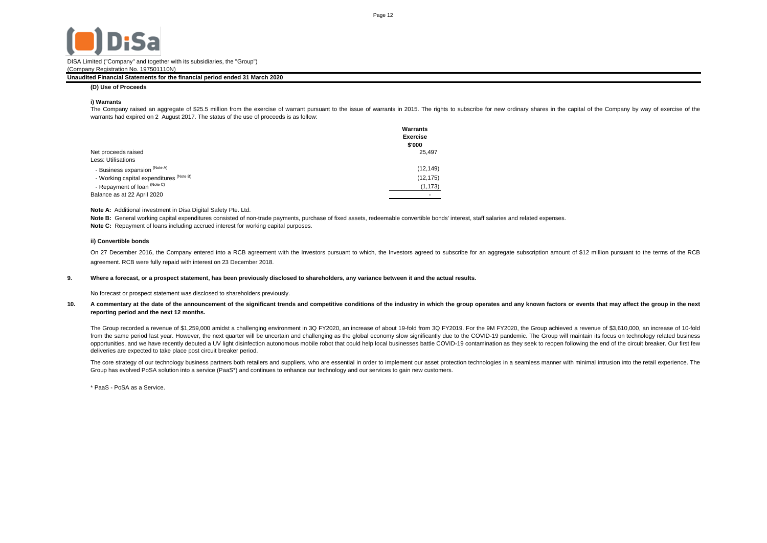DISA Limited ("Company" and together with its subsidiaries, the "Group")
(Company Registration No. 197501110N)

**Unaudited Financial Statements for the financial period ended 31 March 2020**

**(D) Use of Proceeds**

**i) Warrants**

The Company raised an aggregate of $25.5 million from the exercise of warrant pursuant to the issue of warrants in 2015. The rights to subscribe for new ordinary shares in the capital of the Company by way of exercise of the warrants had expired on 2 August 2017. The status of the use of proceeds is as follow:

| | Warrants Exercise $'000 |
|---|---|
| Net proceeds raised | 25,497 |
| Less: Utilisations | |
| - Business expansion (Note A) | (12,149) |
| - Working capital expenditures (Note B) | (12,175) |
| - Repayment of loan (Note C) | (1,173) |
| Balance as at 22 April 2020 | - |

**Note A:** Additional investment in Disa Digital Safety Pte. Ltd.

**Note B:** General working capital expenditures consisted of non-trade payments, purchase of fixed assets, redeemable convertible bonds' interest, staff salaries and related expenses.

**Note C:** Repayment of loans including accrued interest for working capital purposes.

**ii) Convertible bonds**

On 27 December 2016, the Company entered into a RCB agreement with the Investors pursuant to which, the Investors agreed to subscribe for an aggregate subscription amount of $12 million pursuant to the terms of the RCB agreement. RCB were fully repaid with interest on 23 December 2018.

**9. Where a forecast, or a prospect statement, has been previously disclosed to shareholders, any variance between it and the actual results.**

No forecast or prospect statement was disclosed to shareholders previously.

**10. A commentary at the date of the announcement of the significant trends and competitive conditions of the industry in which the group operates and any known factors or events that may affect the group in the next reporting period and the next 12 months.**

The Group recorded a revenue of $1,259,000 amidst a challenging environment in 3Q FY2020, an increase of about 19-fold from 3Q FY2019. For the 9M FY2020, the Group achieved a revenue of $3,610,000, an increase of 10-fold from the same period last year. However, the next quarter will be uncertain and challenging as the global economy slow significantly due to the COVID-19 pandemic. The Group will maintain its focus on technology related business opportunities, and we have recently debuted a UV light disinfection autonomous mobile robot that could help local businesses battle COVID-19 contamination as they seek to reopen following the end of the circuit breaker. Our first few deliveries are expected to take place post circuit breaker period.

The core strategy of our technology business partners both retailers and suppliers, who are essential in order to implement our asset protection technologies in a seamless manner with minimal intrusion into the retail experience. The Group has evolved PoSA solution into a service (PaaS*) and continues to enhance our technology and our services to gain new customers.

* PaaS - PoSA as a Service.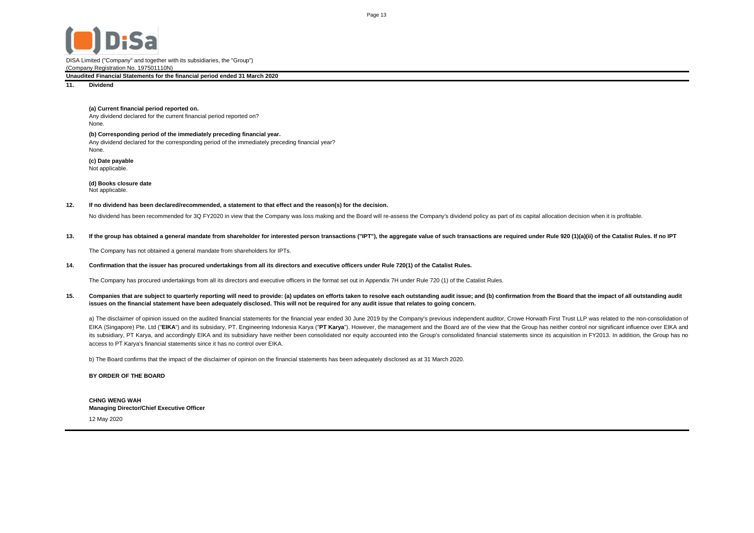DISA Limited ("Company" and together with its subsidiaries, the "Group")
(Company Registration No. 197501110N)

**Unaudited Financial Statements for the financial period ended 31 March 2020**

## 11. Dividend

**(a) Current financial period reported on.**
Any dividend declared for the current financial period reported on?
None.

**(b) Corresponding period of the immediately preceding financial year.**
Any dividend declared for the corresponding period of the immediately preceding financial year?
None.

**(c) Date payable**
Not applicable.

**(d) Books closure date**
Not applicable.

## 12. If no dividend has been declared/recommended, a statement to that effect and the reason(s) for the decision.

No dividend has been recommended for 3Q FY2020 in view that the Company was loss making and the Board will re-assess the Company's dividend policy as part of its capital allocation decision when it is profitable.

## 13. If the group has obtained a general mandate from shareholder for interested person transactions ("IPT"), the aggregate value of such transactions are required under Rule 920 (1)(a)(ii) of the Catalist Rules. If no IPT

The Company has not obtained a general mandate from shareholders for IPTs.

## 14. Confirmation that the issuer has procured undertakings from all its directors and executive officers under Rule 720(1) of the Catalist Rules.

The Company has procured undertakings from all its directors and executive officers in the format set out in Appendix 7H under Rule 720 (1) of the Catalist Rules.

## 15. Companies that are subject to quarterly reporting will need to provide: (a) updates on efforts taken to resolve each outstanding audit issue; and (b) confirmation from the Board that the impact of all outstanding audit issues on the financial statement have been adequately disclosed. This will not be required for any audit issue that relates to going concern.

a) The disclaimer of opinion issued on the audited financial statements for the financial year ended 30 June 2019 by the Company's previous independent auditor, Crowe Horwath First Trust LLP was related to the non-consolidation of EIKA (Singapore) Pte. Ltd ("**EIKA**") and its subsidary, PT. Engineering Indonesia Karya ("**PT Karya**"). However, the management and the Board are of the view that the Group has neither control nor significant influence over EIKA and its subsidiary, PT Karya, and accordingly EIKA and its subsidiary have neither been consolidated nor equity accounted into the Group's consolidated financial statements since its acquisition in FY2013. In addition, the Group has no access to PT Karya's financial statements since it has no control over EIKA.

b) The Board confirms that the impact of the disclaimer of opinion on the financial statements has been adequately disclosed as at 31 March 2020.

**BY ORDER OF THE BOARD**

**CHNG WENG WAH**
**Managing Director/Chief Executive Officer**

12 May 2020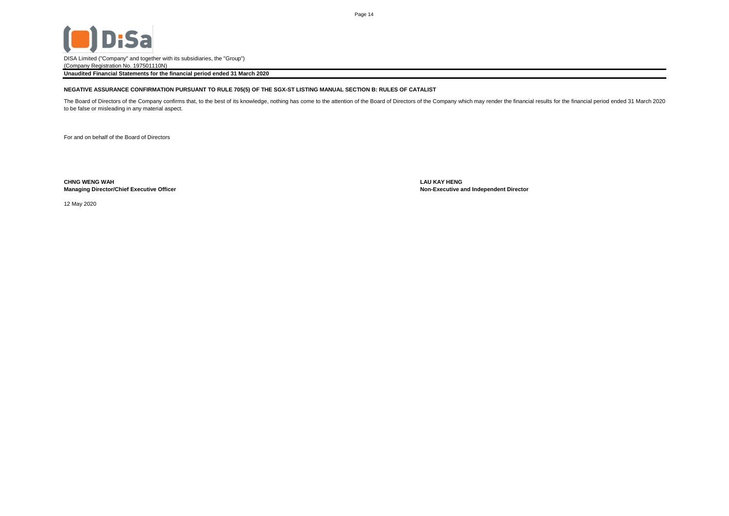DISA Limited ("Company" and together with its subsidiaries, the "Group")
(Company Registration No. 197501110N)

**Unaudited Financial Statements for the financial period ended 31 March 2020**

**NEGATIVE ASSURANCE CONFIRMATION PURSUANT TO RULE 705(5) OF THE SGX-ST LISTING MANUAL SECTION B: RULES OF CATALIST**

The Board of Directors of the Company confirms that, to the best of its knowledge, nothing has come to the attention of the Board of Directors of the Company which may render the financial results for the financial period ended 31 March 2020 to be false or misleading in any material aspect.

For and on behalf of the Board of Directors

**CHNG WENG WAH**
**Managing Director/Chief Executive Officer**

**LAU KAY HENG**
**Non-Executive and Independent Director**

12 May 2020